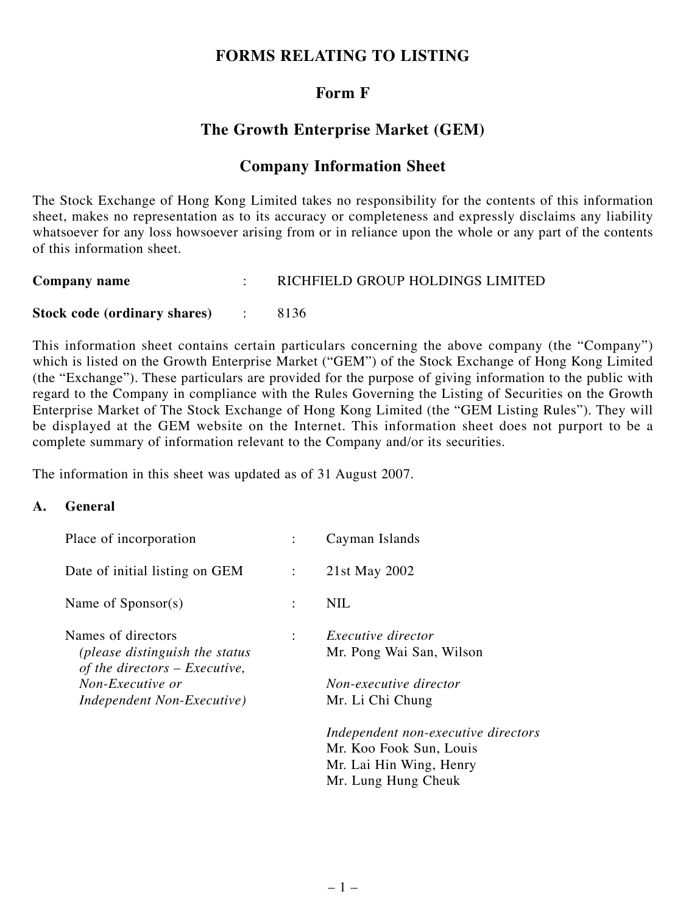# FORMS RELATING TO LISTING

## Form F

## The Growth Enterprise Market (GEM)

## Company Information Sheet

The Stock Exchange of Hong Kong Limited takes no responsibility for the contents of this information sheet, makes no representation as to its accuracy or completeness and expressly disclaims any liability whatsoever for any loss howsoever arising from or in reliance upon the whole or any part of the contents of this information sheet.

**Company name** : RICHFIELD GROUP HOLDINGS LIMITED

**Stock code (ordinary shares)** : 8136

This information sheet contains certain particulars concerning the above company (the "Company") which is listed on the Growth Enterprise Market ("GEM") of the Stock Exchange of Hong Kong Limited (the "Exchange"). These particulars are provided for the purpose of giving information to the public with regard to the Company in compliance with the Rules Governing the Listing of Securities on the Growth Enterprise Market of The Stock Exchange of Hong Kong Limited (the "GEM Listing Rules"). They will be displayed at the GEM website on the Internet. This information sheet does not purport to be a complete summary of information relevant to the Company and/or its securities.

The information in this sheet was updated as of 31 August 2007.

**A. General**

Place of incorporation : Cayman Islands

Date of initial listing on GEM : 21st May 2002

Name of Sponsor(s) : NIL

Names of directors *(please distinguish the status of the directors – Executive, Non-Executive or Independent Non-Executive)* :

*Executive director*
Mr. Pong Wai San, Wilson

*Non-executive director*
Mr. Li Chi Chung

*Independent non-executive directors*
Mr. Koo Fook Sun, Louis
Mr. Lai Hin Wing, Henry
Mr. Lung Hung Cheuk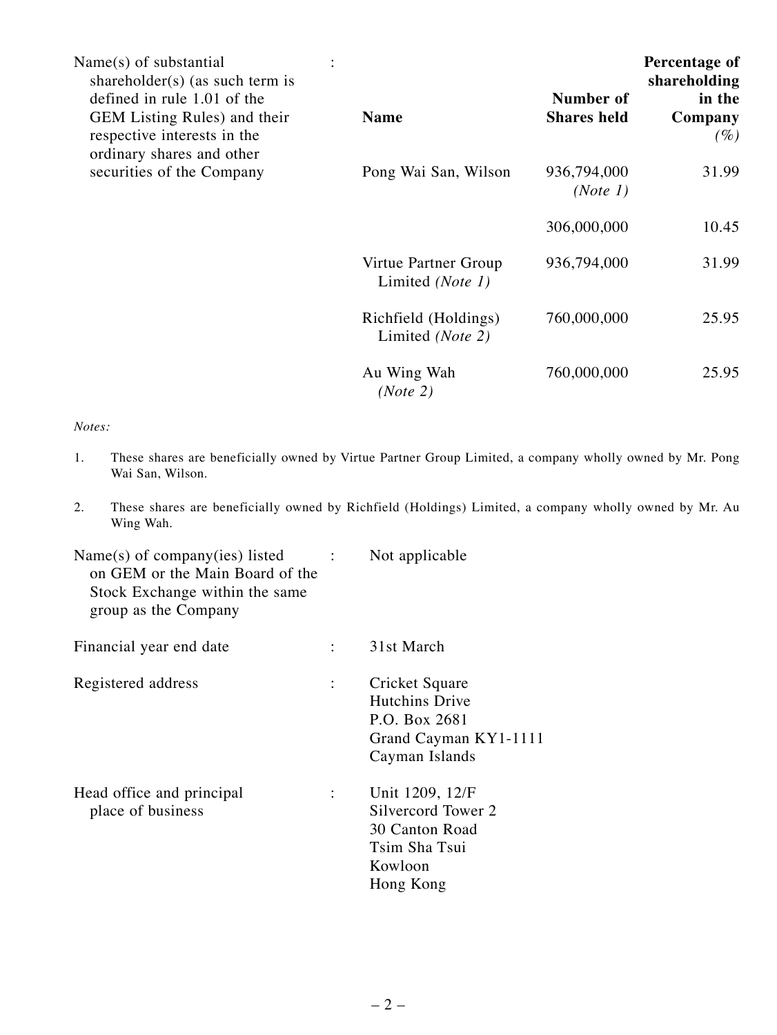Name(s) of substantial shareholder(s) (as such term is defined in rule 1.01 of the GEM Listing Rules) and their respective interests in the ordinary shares and other securities of the Company :

| Name | Number of Shares held | Percentage of shareholding in the Company (%) |
|---|---|---|
| Pong Wai San, Wilson | 936,794,000 *(Note 1)* | 31.99 |
| | 306,000,000 | 10.45 |
| Virtue Partner Group Limited *(Note 1)* | 936,794,000 | 31.99 |
| Richfield (Holdings) Limited *(Note 2)* | 760,000,000 | 25.95 |
| Au Wing Wah *(Note 2)* | 760,000,000 | 25.95 |

*Notes:*

1. These shares are beneficially owned by Virtue Partner Group Limited, a company wholly owned by Mr. Pong Wai San, Wilson.

2. These shares are beneficially owned by Richfield (Holdings) Limited, a company wholly owned by Mr. Au Wing Wah.

Name(s) of company(ies) listed on GEM or the Main Board of the Stock Exchange within the same group as the Company : Not applicable

Financial year end date : 31st March

Registered address :

Cricket Square
Hutchins Drive
P.O. Box 2681
Grand Cayman KY1-1111
Cayman Islands

Head office and principal place of business :

Unit 1209, 12/F
Silvercord Tower 2
30 Canton Road
Tsim Sha Tsui
Kowloon
Hong Kong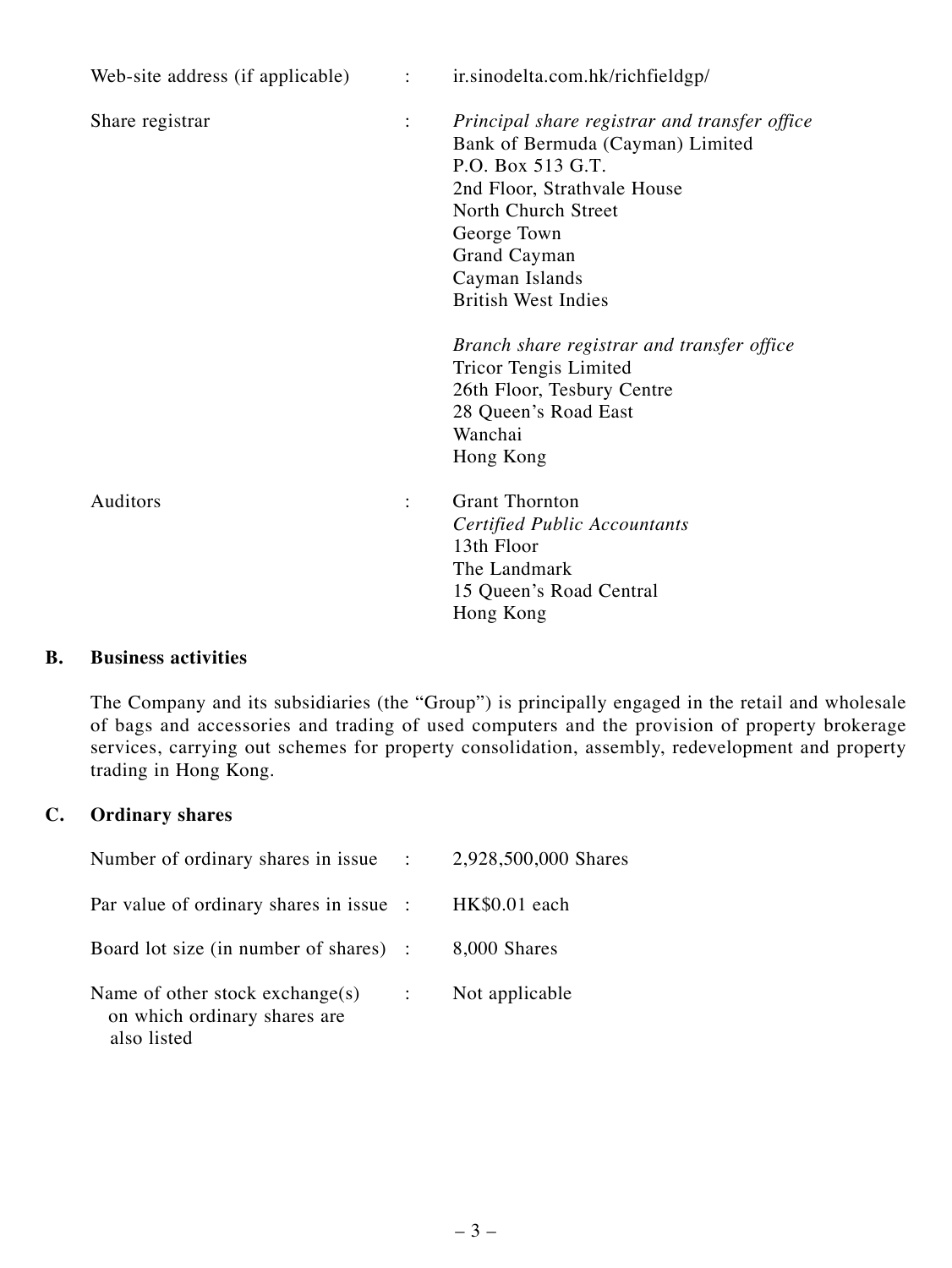| | | |
|---|---|---|
| Web-site address (if applicable) | : | ir.sinodelta.com.hk/richfieldgp/ |
| Share registrar | : | *Principal share registrar and transfer office*<br>Bank of Bermuda (Cayman) Limited<br>P.O. Box 513 G.T.<br>2nd Floor, Strathvale House<br>North Church Street<br>George Town<br>Grand Cayman<br>Cayman Islands<br>British West Indies<br><br>*Branch share registrar and transfer office*<br>Tricor Tengis Limited<br>26th Floor, Tesbury Centre<br>28 Queen's Road East<br>Wanchai<br>Hong Kong |
| Auditors | : | Grant Thornton<br>*Certified Public Accountants*<br>13th Floor<br>The Landmark<br>15 Queen's Road Central<br>Hong Kong |

## B. Business activities

The Company and its subsidiaries (the "Group") is principally engaged in the retail and wholesale of bags and accessories and trading of used computers and the provision of property brokerage services, carrying out schemes for property consolidation, assembly, redevelopment and property trading in Hong Kong.

## C. Ordinary shares

| | | |
|---|---|---|
| Number of ordinary shares in issue | : | 2,928,500,000 Shares |
| Par value of ordinary shares in issue | : | HK$0.01 each |
| Board lot size (in number of shares) | : | 8,000 Shares |
| Name of other stock exchange(s) on which ordinary shares are also listed | : | Not applicable |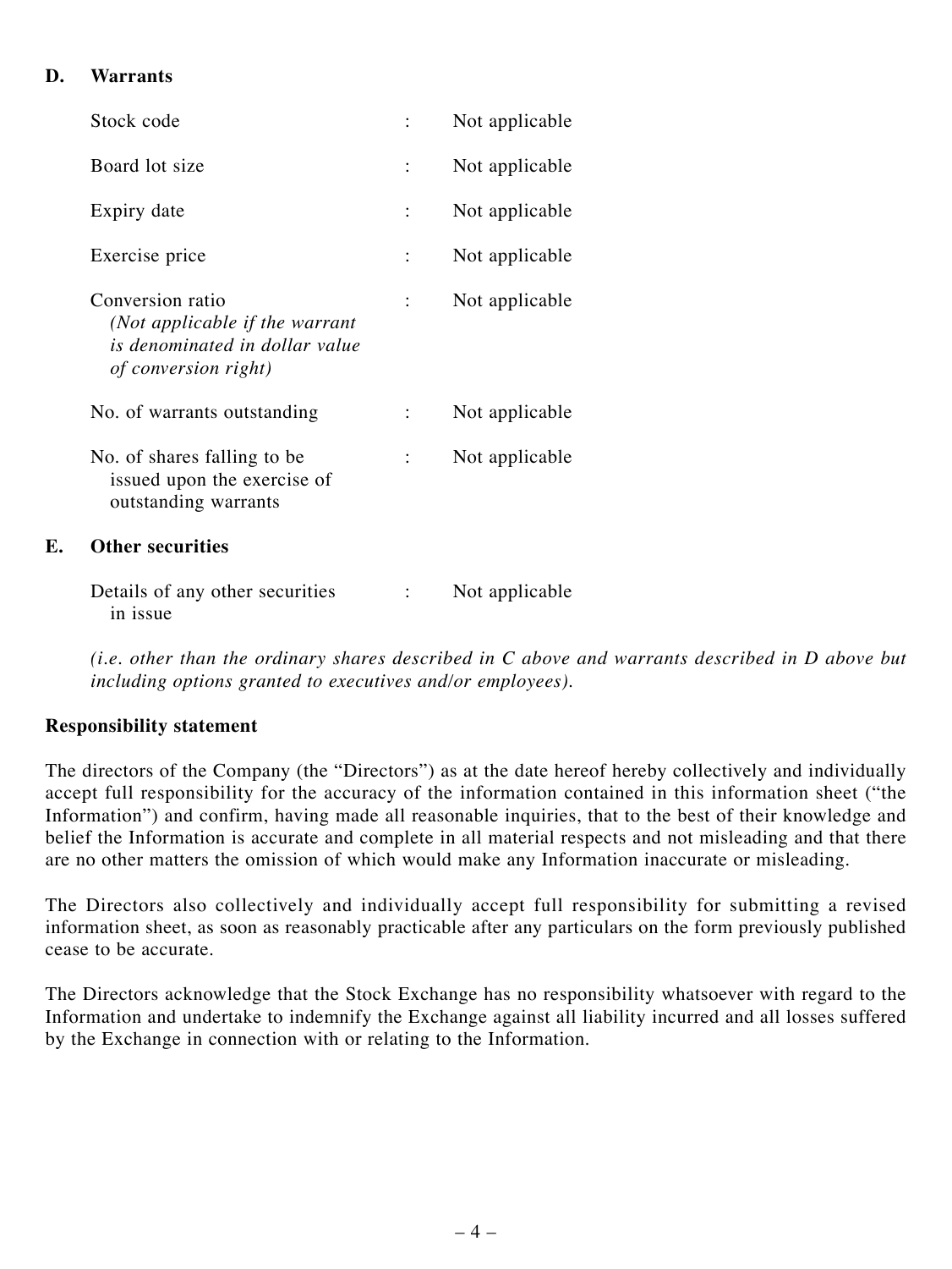## D. Warrants

| | | |
|---|---|---|
| Stock code | : | Not applicable |
| Board lot size | : | Not applicable |
| Expiry date | : | Not applicable |
| Exercise price | : | Not applicable |
| Conversion ratio *(Not applicable if the warrant is denominated in dollar value of conversion right)* | : | Not applicable |
| No. of warrants outstanding | : | Not applicable |
| No. of shares falling to be issued upon the exercise of outstanding warrants | : | Not applicable |

## E. Other securities

| | | |
|---|---|---|
| Details of any other securities in issue | : | Not applicable |

*(i.e. other than the ordinary shares described in C above and warrants described in D above but including options granted to executives and/or employees).*

**Responsibility statement**

The directors of the Company (the "Directors") as at the date hereof hereby collectively and individually accept full responsibility for the accuracy of the information contained in this information sheet ("the Information") and confirm, having made all reasonable inquiries, that to the best of their knowledge and belief the Information is accurate and complete in all material respects and not misleading and that there are no other matters the omission of which would make any Information inaccurate or misleading.

The Directors also collectively and individually accept full responsibility for submitting a revised information sheet, as soon as reasonably practicable after any particulars on the form previously published cease to be accurate.

The Directors acknowledge that the Stock Exchange has no responsibility whatsoever with regard to the Information and undertake to indemnify the Exchange against all liability incurred and all losses suffered by the Exchange in connection with or relating to the Information.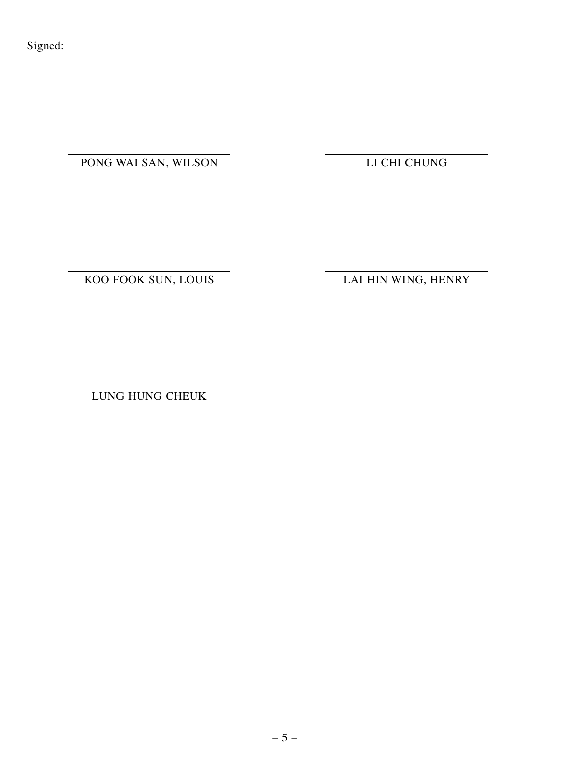Signed:

| | |
|---|---|
| PONG WAI SAN, WILSON | LI CHI CHUNG |
| KOO FOOK SUN, LOUIS | LAI HIN WING, HENRY |
| LUNG HUNG CHEUK | |